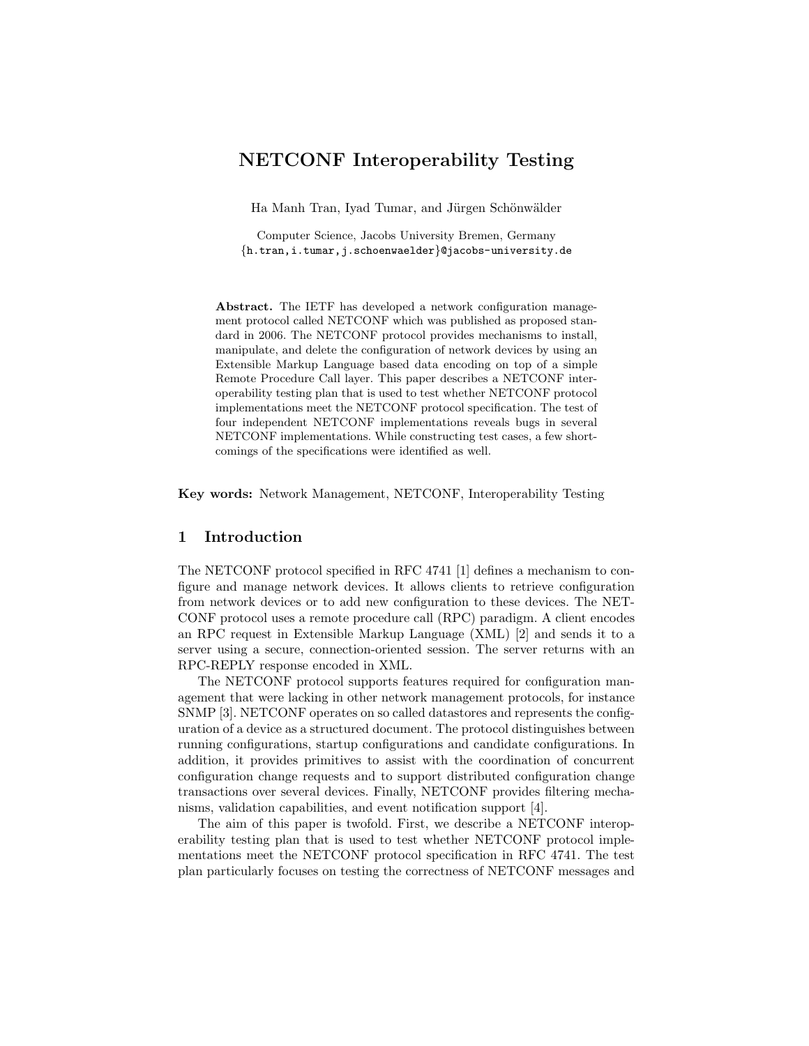# NETCONF Interoperability Testing

Ha Manh Tran, Iyad Tumar, and Jürgen Schönwälder

Computer Science, Jacobs University Bremen, Germany
{h.tran,i.tumar,j.schoenwaelder}@jacobs-university.de

**Abstract.** The IETF has developed a network configuration management protocol called NETCONF which was published as proposed standard in 2006. The NETCONF protocol provides mechanisms to install, manipulate, and delete the configuration of network devices by using an Extensible Markup Language based data encoding on top of a simple Remote Procedure Call layer. This paper describes a NETCONF interoperability testing plan that is used to test whether NETCONF protocol implementations meet the NETCONF protocol specification. The test of four independent NETCONF implementations reveals bugs in several NETCONF implementations. While constructing test cases, a few shortcomings of the specifications were identified as well.

**Key words:** Network Management, NETCONF, Interoperability Testing

## 1 Introduction

The NETCONF protocol specified in RFC 4741 [1] defines a mechanism to configure and manage network devices. It allows clients to retrieve configuration from network devices or to add new configuration to these devices. The NETCONF protocol uses a remote procedure call (RPC) paradigm. A client encodes an RPC request in Extensible Markup Language (XML) [2] and sends it to a server using a secure, connection-oriented session. The server returns with an RPC-REPLY response encoded in XML.

The NETCONF protocol supports features required for configuration management that were lacking in other network management protocols, for instance SNMP [3]. NETCONF operates on so called datastores and represents the configuration of a device as a structured document. The protocol distinguishes between running configurations, startup configurations and candidate configurations. In addition, it provides primitives to assist with the coordination of concurrent configuration change requests and to support distributed configuration change transactions over several devices. Finally, NETCONF provides filtering mechanisms, validation capabilities, and event notification support [4].

The aim of this paper is twofold. First, we describe a NETCONF interoperability testing plan that is used to test whether NETCONF protocol implementations meet the NETCONF protocol specification in RFC 4741. The test plan particularly focuses on testing the correctness of NETCONF messages and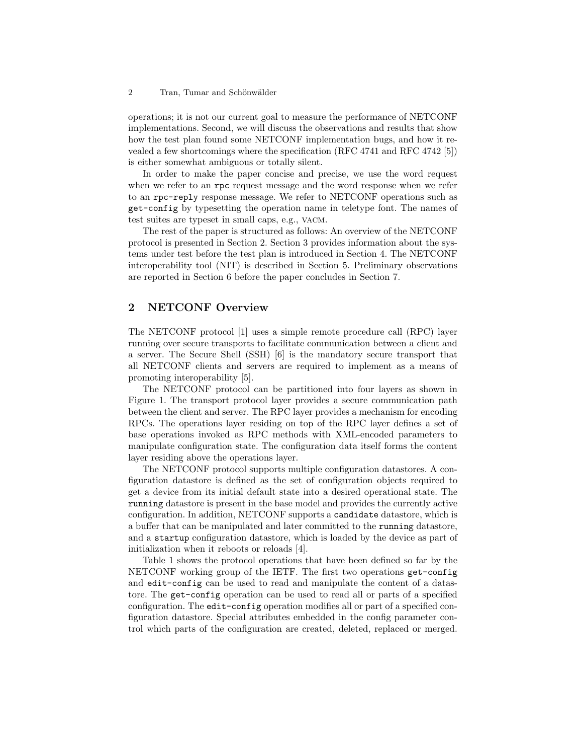operations; it is not our current goal to measure the performance of NETCONF implementations. Second, we will discuss the observations and results that show how the test plan found some NETCONF implementation bugs, and how it revealed a few shortcomings where the specification (RFC 4741 and RFC 4742 [5]) is either somewhat ambiguous or totally silent.

In order to make the paper concise and precise, we use the word request when we refer to an `rpc` request message and the word response when we refer to an `rpc-reply` response message. We refer to NETCONF operations such as `get-config` by typesetting the operation name in teletype font. The names of test suites are typeset in small caps, e.g., VACM.

The rest of the paper is structured as follows: An overview of the NETCONF protocol is presented in Section 2. Section 3 provides information about the systems under test before the test plan is introduced in Section 4. The NETCONF interoperability tool (NIT) is described in Section 5. Preliminary observations are reported in Section 6 before the paper concludes in Section 7.

## 2 NETCONF Overview

The NETCONF protocol [1] uses a simple remote procedure call (RPC) layer running over secure transports to facilitate communication between a client and a server. The Secure Shell (SSH) [6] is the mandatory secure transport that all NETCONF clients and servers are required to implement as a means of promoting interoperability [5].

The NETCONF protocol can be partitioned into four layers as shown in Figure 1. The transport protocol layer provides a secure communication path between the client and server. The RPC layer provides a mechanism for encoding RPCs. The operations layer residing on top of the RPC layer defines a set of base operations invoked as RPC methods with XML-encoded parameters to manipulate configuration state. The configuration data itself forms the content layer residing above the operations layer.

The NETCONF protocol supports multiple configuration datastores. A configuration datastore is defined as the set of configuration objects required to get a device from its initial default state into a desired operational state. The `running` datastore is present in the base model and provides the currently active configuration. In addition, NETCONF supports a `candidate` datastore, which is a buffer that can be manipulated and later committed to the `running` datastore, and a `startup` configuration datastore, which is loaded by the device as part of initialization when it reboots or reloads [4].

Table 1 shows the protocol operations that have been defined so far by the NETCONF working group of the IETF. The first two operations `get-config` and `edit-config` can be used to read and manipulate the content of a datastore. The `get-config` operation can be used to read all or parts of a specified configuration. The `edit-config` operation modifies all or part of a specified configuration datastore. Special attributes embedded in the config parameter control which parts of the configuration are created, deleted, replaced or merged.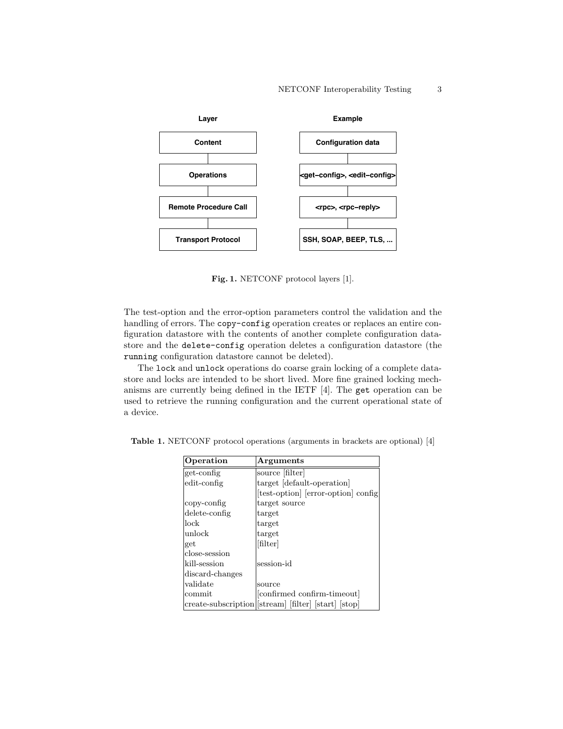| Layer | Example |
| --- | --- |
| Content | Configuration data |
| Operations | <get–config>, <edit–config> |
| Remote Procedure Call | <rpc>, <rpc–reply> |
| Transport Protocol | SSH, SOAP, BEEP, TLS, ... |

**Fig. 1.** NETCONF protocol layers [1].

The test-option and the error-option parameters control the validation and the handling of errors. The `copy-config` operation creates or replaces an entire configuration datastore with the contents of another complete configuration datastore and the `delete-config` operation deletes a configuration datastore (the `running` configuration datastore cannot be deleted).

The `lock` and `unlock` operations do coarse grain locking of a complete datastore and locks are intended to be short lived. More fine grained locking mechanisms are currently being defined in the IETF [4]. The `get` operation can be used to retrieve the running configuration and the current operational state of a device.

**Table 1.** NETCONF protocol operations (arguments in brackets are optional) [4]

| Operation | Arguments |
| --- | --- |
| get-config | source [filter] |
| edit-config | target [default-operation] [test-option] [error-option] config |
| copy-config | target source |
| delete-config | target |
| lock | target |
| unlock | target |
| get | [filter] |
| close-session | |
| kill-session | session-id |
| discard-changes | |
| validate | source |
| commit | [confirmed confirm-timeout] |
| create-subscription | [stream] [filter] [start] [stop] |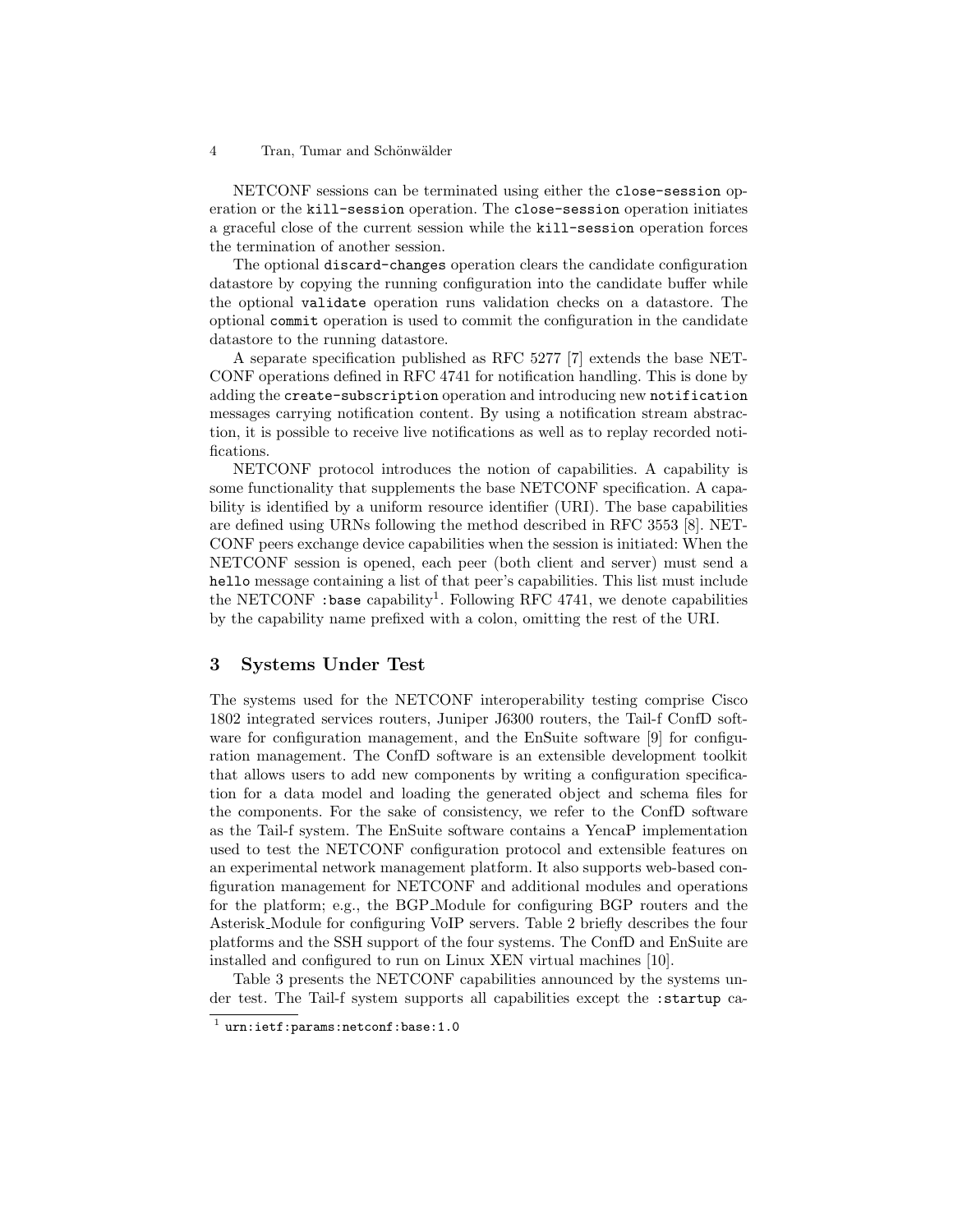NETCONF sessions can be terminated using either the `close-session` operation or the `kill-session` operation. The `close-session` operation initiates a graceful close of the current session while the `kill-session` operation forces the termination of another session.

The optional `discard-changes` operation clears the candidate configuration datastore by copying the running configuration into the candidate buffer while the optional `validate` operation runs validation checks on a datastore. The optional `commit` operation is used to commit the configuration in the candidate datastore to the running datastore.

A separate specification published as RFC 5277 [7] extends the base NETCONF operations defined in RFC 4741 for notification handling. This is done by adding the `create-subscription` operation and introducing new `notification` messages carrying notification content. By using a notification stream abstraction, it is possible to receive live notifications as well as to replay recorded notifications.

NETCONF protocol introduces the notion of capabilities. A capability is some functionality that supplements the base NETCONF specification. A capability is identified by a uniform resource identifier (URI). The base capabilities are defined using URNs following the method described in RFC 3553 [8]. NETCONF peers exchange device capabilities when the session is initiated: When the NETCONF session is opened, each peer (both client and server) must send a `hello` message containing a list of that peer's capabilities. This list must include the NETCONF `:base` capability[1]. Following RFC 4741, we denote capabilities by the capability name prefixed with a colon, omitting the rest of the URI.

## 3 Systems Under Test

The systems used for the NETCONF interoperability testing comprise Cisco 1802 integrated services routers, Juniper J6300 routers, the Tail-f ConfD software for configuration management, and the EnSuite software [9] for configuration management. The ConfD software is an extensible development toolkit that allows users to add new components by writing a configuration specification for a data model and loading the generated object and schema files for the components. For the sake of consistency, we refer to the ConfD software as the Tail-f system. The EnSuite software contains a YencaP implementation used to test the NETCONF configuration protocol and extensible features on an experimental network management platform. It also supports web-based configuration management for NETCONF and additional modules and operations for the platform; e.g., the BGP_Module for configuring BGP routers and the Asterisk_Module for configuring VoIP servers. Table 2 briefly describes the four platforms and the SSH support of the four systems. The ConfD and EnSuite are installed and configured to run on Linux XEN virtual machines [10].

Table 3 presents the NETCONF capabilities announced by the systems under test. The Tail-f system supports all capabilities except the `:startup` ca-

[1] `urn:ietf:params:netconf:base:1.0`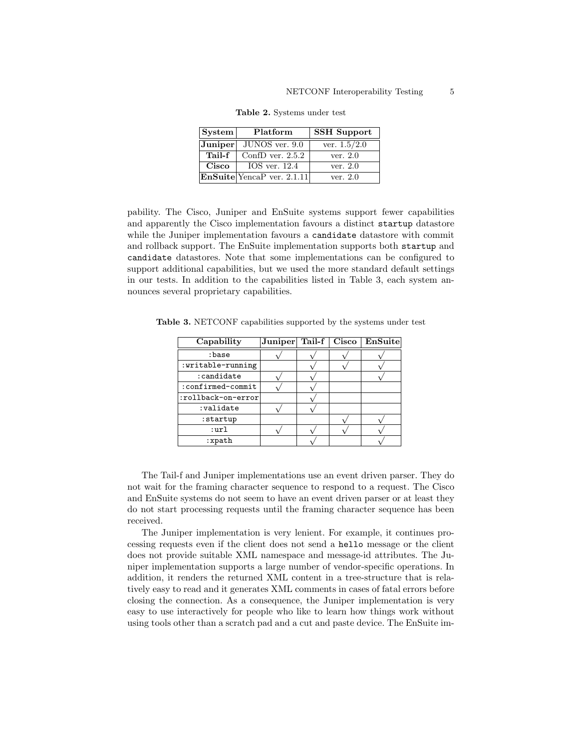**Table 2.** Systems under test

| System | Platform | SSH Support |
| --- | --- | --- |
| **Juniper** | JUNOS ver. 9.0 | ver. 1.5/2.0 |
| **Tail-f** | ConfD ver. 2.5.2 | ver. 2.0 |
| **Cisco** | IOS ver. 12.4 | ver. 2.0 |
| **EnSuite** | YencaP ver. 2.1.11 | ver. 2.0 |

pability. The Cisco, Juniper and EnSuite systems support fewer capabilities and apparently the Cisco implementation favours a distinct `startup` datastore while the Juniper implementation favours a `candidate` datastore with commit and rollback support. The EnSuite implementation supports both `startup` and `candidate` datastores. Note that some implementations can be configured to support additional capabilities, but we used the more standard default settings in our tests. In addition to the capabilities listed in Table 3, each system announces several proprietary capabilities.

**Table 3.** NETCONF capabilities supported by the systems under test

| Capability | Juniper | Tail-f | Cisco | EnSuite |
| --- | --- | --- | --- | --- |
| `:base` | √ | √ | √ | √ |
| `:writable-running` | | √ | √ | √ |
| `:candidate` | √ | √ | | √ |
| `:confirmed-commit` | √ | √ | | |
| `:rollback-on-error` | | √ | | |
| `:validate` | √ | √ | | |
| `:startup` | | | √ | √ |
| `:url` | √ | √ | √ | √ |
| `:xpath` | | √ | | √ |

The Tail-f and Juniper implementations use an event driven parser. They do not wait for the framing character sequence to respond to a request. The Cisco and EnSuite systems do not seem to have an event driven parser or at least they do not start processing requests until the framing character sequence has been received.

The Juniper implementation is very lenient. For example, it continues processing requests even if the client does not send a `hello` message or the client does not provide suitable XML namespace and message-id attributes. The Juniper implementation supports a large number of vendor-specific operations. In addition, it renders the returned XML content in a tree-structure that is relatively easy to read and it generates XML comments in cases of fatal errors before closing the connection. As a consequence, the Juniper implementation is very easy to use interactively for people who like to learn how things work without using tools other than a scratch pad and a cut and paste device. The EnSuite im-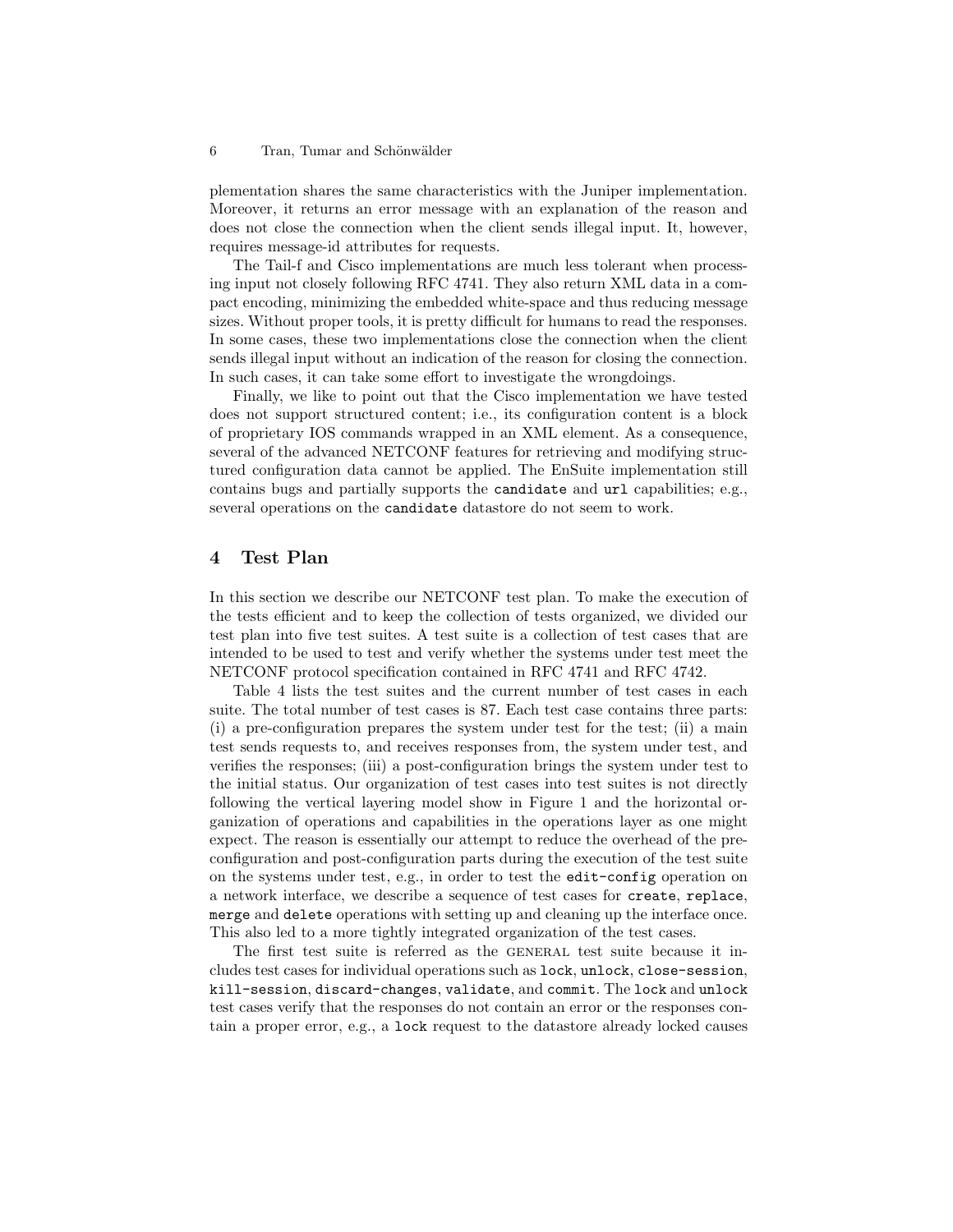plementation shares the same characteristics with the Juniper implementation. Moreover, it returns an error message with an explanation of the reason and does not close the connection when the client sends illegal input. It, however, requires message-id attributes for requests.

The Tail-f and Cisco implementations are much less tolerant when processing input not closely following RFC 4741. They also return XML data in a compact encoding, minimizing the embedded white-space and thus reducing message sizes. Without proper tools, it is pretty difficult for humans to read the responses. In some cases, these two implementations close the connection when the client sends illegal input without an indication of the reason for closing the connection. In such cases, it can take some effort to investigate the wrongdoings.

Finally, we like to point out that the Cisco implementation we have tested does not support structured content; i.e., its configuration content is a block of proprietary IOS commands wrapped in an XML element. As a consequence, several of the advanced NETCONF features for retrieving and modifying structured configuration data cannot be applied. The EnSuite implementation still contains bugs and partially supports the `candidate` and `url` capabilities; e.g., several operations on the `candidate` datastore do not seem to work.

## 4 Test Plan

In this section we describe our NETCONF test plan. To make the execution of the tests efficient and to keep the collection of tests organized, we divided our test plan into five test suites. A test suite is a collection of test cases that are intended to be used to test and verify whether the systems under test meet the NETCONF protocol specification contained in RFC 4741 and RFC 4742.

Table 4 lists the test suites and the current number of test cases in each suite. The total number of test cases is 87. Each test case contains three parts: (i) a pre-configuration prepares the system under test for the test; (ii) a main test sends requests to, and receives responses from, the system under test, and verifies the responses; (iii) a post-configuration brings the system under test to the initial status. Our organization of test cases into test suites is not directly following the vertical layering model show in Figure 1 and the horizontal organization of operations and capabilities in the operations layer as one might expect. The reason is essentially our attempt to reduce the overhead of the pre-configuration and post-configuration parts during the execution of the test suite on the systems under test, e.g., in order to test the `edit-config` operation on a network interface, we describe a sequence of test cases for `create`, `replace`, `merge` and `delete` operations with setting up and cleaning up the interface once. This also led to a more tightly integrated organization of the test cases.

The first test suite is referred as the GENERAL test suite because it includes test cases for individual operations such as `lock`, `unlock`, `close-session`, `kill-session`, `discard-changes`, `validate`, and `commit`. The `lock` and `unlock` test cases verify that the responses do not contain an error or the responses contain a proper error, e.g., a `lock` request to the datastore already locked causes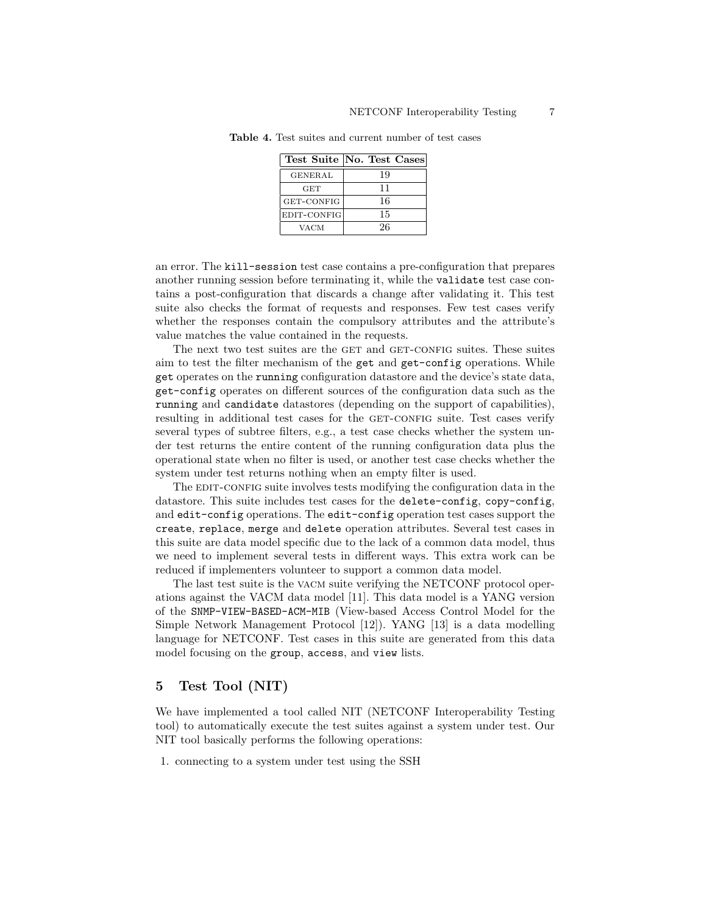**Table 4.** Test suites and current number of test cases

| Test Suite | No. Test Cases |
| --- | --- |
| GENERAL | 19 |
| GET | 11 |
| GET-CONFIG | 16 |
| EDIT-CONFIG | 15 |
| VACM | 26 |

an error. The `kill-session` test case contains a pre-configuration that prepares another running session before terminating it, while the `validate` test case contains a post-configuration that discards a change after validating it. This test suite also checks the format of requests and responses. Few test cases verify whether the responses contain the compulsory attributes and the attribute's value matches the value contained in the requests.

The next two test suites are the GET and GET-CONFIG suites. These suites aim to test the filter mechanism of the `get` and `get-config` operations. While `get` operates on the `running` configuration datastore and the device's state data, `get-config` operates on different sources of the configuration data such as the `running` and `candidate` datastores (depending on the support of capabilities), resulting in additional test cases for the GET-CONFIG suite. Test cases verify several types of subtree filters, e.g., a test case checks whether the system under test returns the entire content of the running configuration data plus the operational state when no filter is used, or another test case checks whether the system under test returns nothing when an empty filter is used.

The EDIT-CONFIG suite involves tests modifying the configuration data in the datastore. This suite includes test cases for the `delete-config`, `copy-config`, and `edit-config` operations. The `edit-config` operation test cases support the `create`, `replace`, `merge` and `delete` operation attributes. Several test cases in this suite are data model specific due to the lack of a common data model, thus we need to implement several tests in different ways. This extra work can be reduced if implementers volunteer to support a common data model.

The last test suite is the VACM suite verifying the NETCONF protocol operations against the VACM data model [11]. This data model is a YANG version of the `SNMP-VIEW-BASED-ACM-MIB` (View-based Access Control Model for the Simple Network Management Protocol [12]). YANG [13] is a data modelling language for NETCONF. Test cases in this suite are generated from this data model focusing on the `group`, `access`, and `view` lists.

## 5 Test Tool (NIT)

We have implemented a tool called NIT (NETCONF Interoperability Testing tool) to automatically execute the test suites against a system under test. Our NIT tool basically performs the following operations:

1. connecting to a system under test using the SSH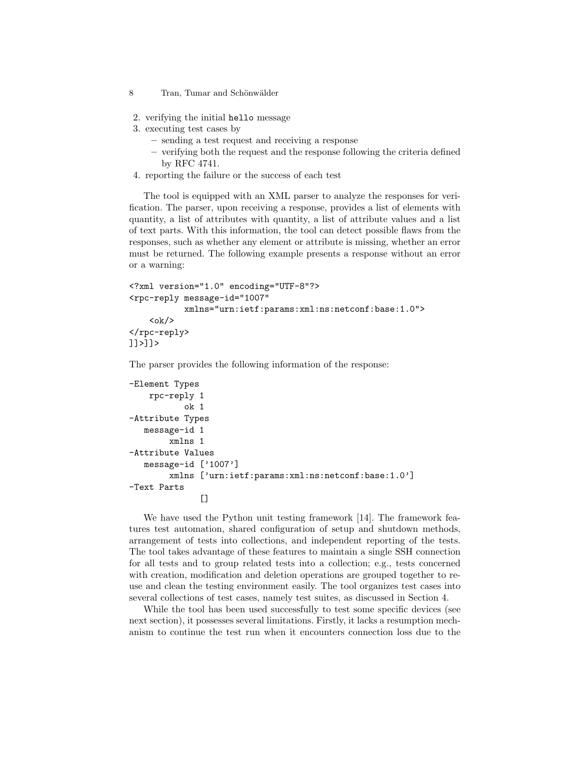2. verifying the initial `hello` message
3. executing test cases by
   - sending a test request and receiving a response
   - verifying both the request and the response following the criteria defined by RFC 4741.
4. reporting the failure or the success of each test

The tool is equipped with an XML parser to analyze the responses for verification. The parser, upon receiving a response, provides a list of elements with quantity, a list of attributes with quantity, a list of attribute values and a list of text parts. With this information, the tool can detect possible flaws from the responses, such as whether any element or attribute is missing, whether an error must be returned. The following example presents a response without an error or a warning:

```
<?xml version="1.0" encoding="UTF-8"?>
<rpc-reply message-id="1007"
           xmlns="urn:ietf:params:xml:ns:netconf:base:1.0">
    <ok/>
</rpc-reply>
]]>]]>
```

The parser provides the following information of the response:

```
-Element Types
    rpc-reply 1
           ok 1
-Attribute Types
   message-id 1
        xmlns 1
-Attribute Values
   message-id ['1007']
        xmlns ['urn:ietf:params:xml:ns:netconf:base:1.0']
-Text Parts
              []
```

We have used the Python unit testing framework [14]. The framework features test automation, shared configuration of setup and shutdown methods, arrangement of tests into collections, and independent reporting of the tests. The tool takes advantage of these features to maintain a single SSH connection for all tests and to group related tests into a collection; e.g., tests concerned with creation, modification and deletion operations are grouped together to reuse and clean the testing environment easily. The tool organizes test cases into several collections of test cases, namely test suites, as discussed in Section 4.

While the tool has been used successfully to test some specific devices (see next section), it possesses several limitations. Firstly, it lacks a resumption mechanism to continue the test run when it encounters connection loss due to the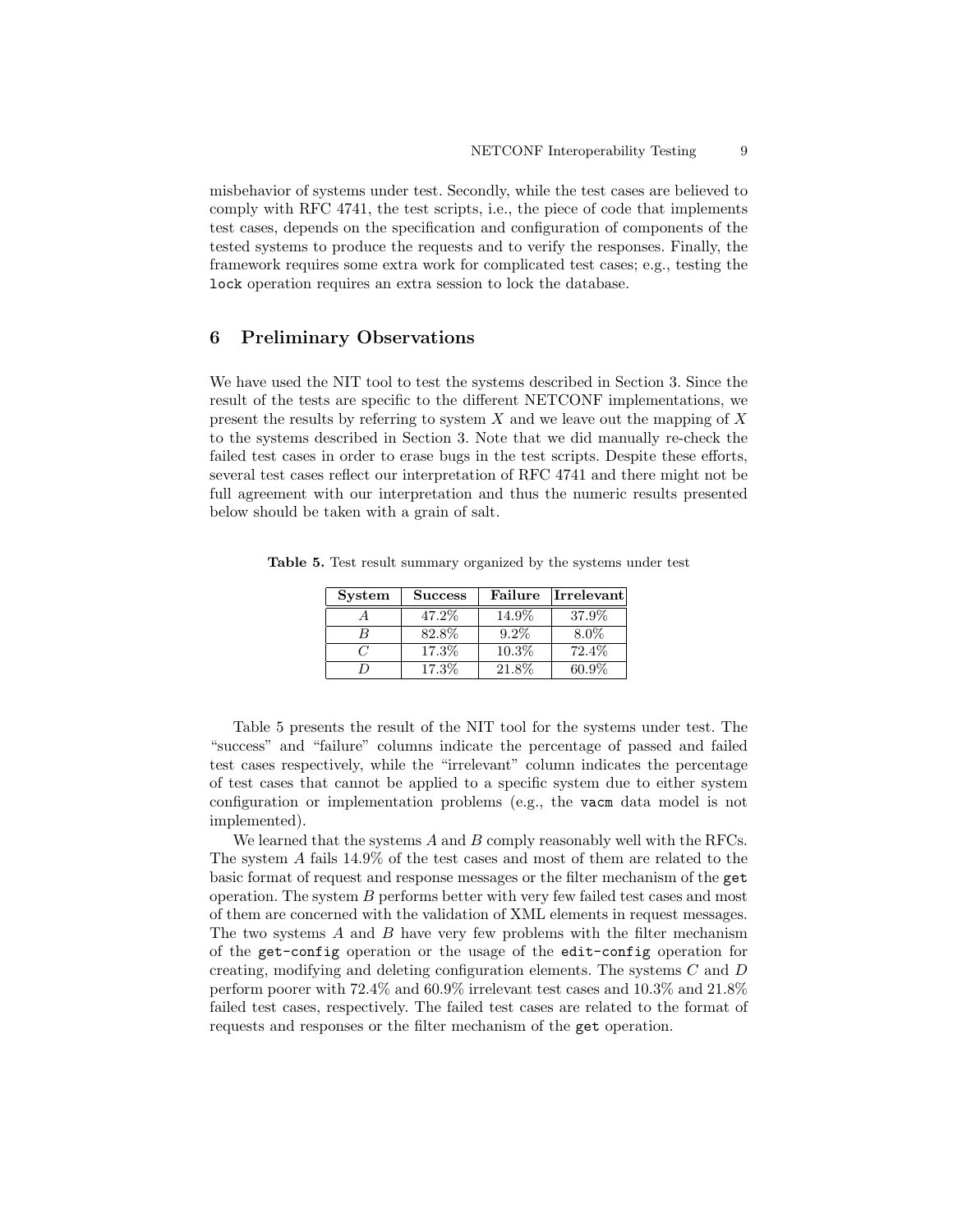misbehavior of systems under test. Secondly, while the test cases are believed to comply with RFC 4741, the test scripts, i.e., the piece of code that implements test cases, depends on the specification and configuration of components of the tested systems to produce the requests and to verify the responses. Finally, the framework requires some extra work for complicated test cases; e.g., testing the `lock` operation requires an extra session to lock the database.

## 6 Preliminary Observations

We have used the NIT tool to test the systems described in Section 3. Since the result of the tests are specific to the different NETCONF implementations, we present the results by referring to system $X$ and we leave out the mapping of $X$ to the systems described in Section 3. Note that we did manually re-check the failed test cases in order to erase bugs in the test scripts. Despite these efforts, several test cases reflect our interpretation of RFC 4741 and there might not be full agreement with our interpretation and thus the numeric results presented below should be taken with a grain of salt.

**Table 5.** Test result summary organized by the systems under test

| System | Success | Failure | Irrelevant |
|---|---|---|---|
| $A$ | 47.2% | 14.9% | 37.9% |
| $B$ | 82.8% | 9.2% | 8.0% |
| $C$ | 17.3% | 10.3% | 72.4% |
| $D$ | 17.3% | 21.8% | 60.9% |

Table 5 presents the result of the NIT tool for the systems under test. The "success" and "failure" columns indicate the percentage of passed and failed test cases respectively, while the "irrelevant" column indicates the percentage of test cases that cannot be applied to a specific system due to either system configuration or implementation problems (e.g., the `vacm` data model is not implemented).

We learned that the systems $A$ and $B$ comply reasonably well with the RFCs. The system $A$ fails 14.9% of the test cases and most of them are related to the basic format of request and response messages or the filter mechanism of the `get` operation. The system $B$ performs better with very few failed test cases and most of them are concerned with the validation of XML elements in request messages. The two systems $A$ and $B$ have very few problems with the filter mechanism of the `get-config` operation or the usage of the `edit-config` operation for creating, modifying and deleting configuration elements. The systems $C$ and $D$ perform poorer with 72.4% and 60.9% irrelevant test cases and 10.3% and 21.8% failed test cases, respectively. The failed test cases are related to the format of requests and responses or the filter mechanism of the `get` operation.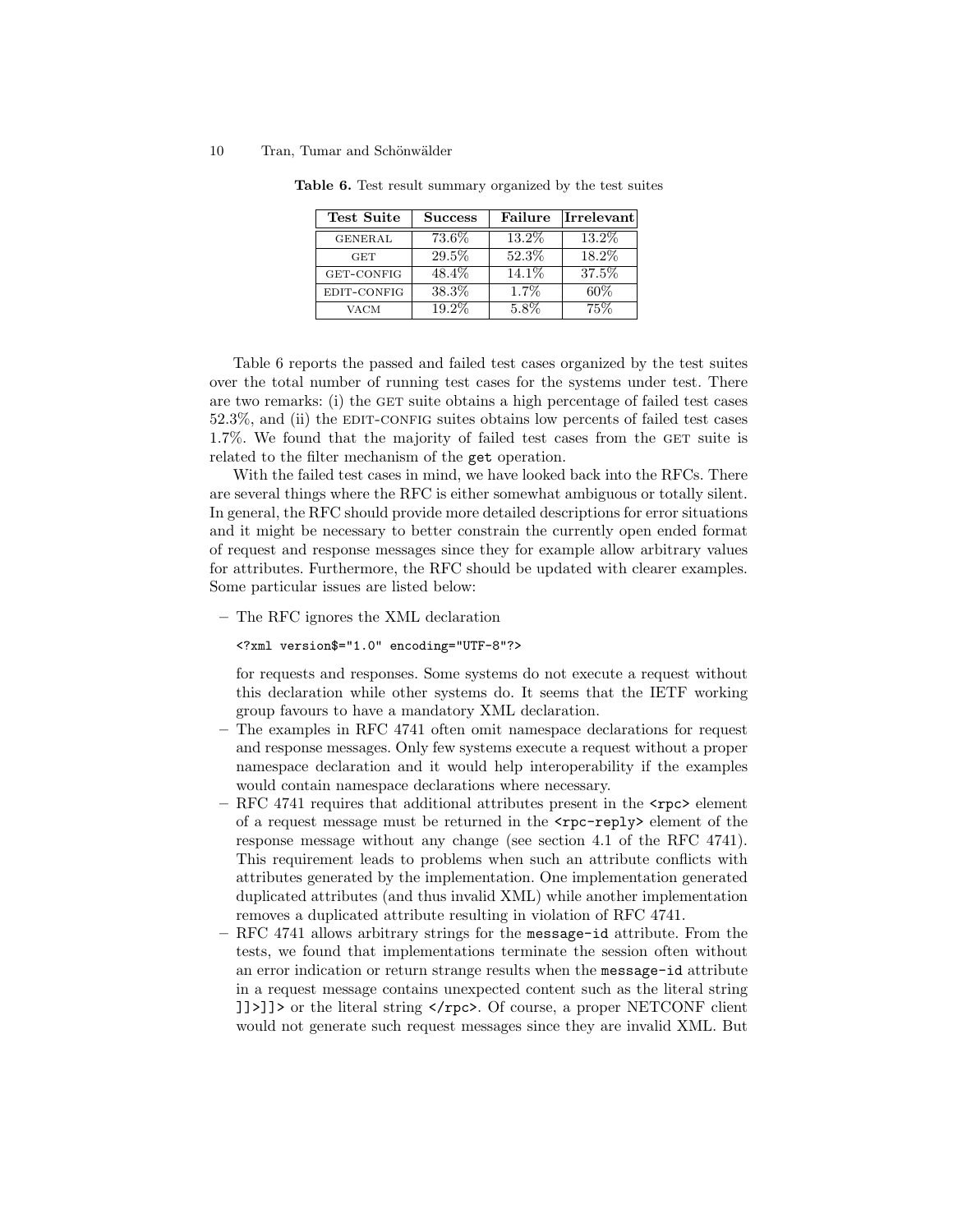**Table 6.** Test result summary organized by the test suites

| Test Suite | Success | Failure | Irrelevant |
|---|---|---|---|
| GENERAL | 73.6% | 13.2% | 13.2% |
| GET | 29.5% | 52.3% | 18.2% |
| GET-CONFIG | 48.4% | 14.1% | 37.5% |
| EDIT-CONFIG | 38.3% | 1.7% | 60% |
| VACM | 19.2% | 5.8% | 75% |

Table 6 reports the passed and failed test cases organized by the test suites over the total number of running test cases for the systems under test. There are two remarks: (i) the GET suite obtains a high percentage of failed test cases 52.3%, and (ii) the EDIT-CONFIG suites obtains low percents of failed test cases 1.7%. We found that the majority of failed test cases from the GET suite is related to the filter mechanism of the `get` operation.

With the failed test cases in mind, we have looked back into the RFCs. There are several things where the RFC is either somewhat ambiguous or totally silent. In general, the RFC should provide more detailed descriptions for error situations and it might be necessary to better constrain the currently open ended format of request and response messages since they for example allow arbitrary values for attributes. Furthermore, the RFC should be updated with clearer examples. Some particular issues are listed below:

– The RFC ignores the XML declaration

  ```
  <?xml version$="1.0" encoding="UTF-8"?>
  ```

  for requests and responses. Some systems do not execute a request without this declaration while other systems do. It seems that the IETF working group favours to have a mandatory XML declaration.
– The examples in RFC 4741 often omit namespace declarations for request and response messages. Only few systems execute a request without a proper namespace declaration and it would help interoperability if the examples would contain namespace declarations where necessary.
– RFC 4741 requires that additional attributes present in the `<rpc>` element of a request message must be returned in the `<rpc-reply>` element of the response message without any change (see section 4.1 of the RFC 4741). This requirement leads to problems when such an attribute conflicts with attributes generated by the implementation. One implementation generated duplicated attributes (and thus invalid XML) while another implementation removes a duplicated attribute resulting in violation of RFC 4741.
– RFC 4741 allows arbitrary strings for the `message-id` attribute. From the tests, we found that implementations terminate the session often without an error indication or return strange results when the `message-id` attribute in a request message contains unexpected content such as the literal string `]]>]]>` or the literal string `</rpc>`. Of course, a proper NETCONF client would not generate such request messages since they are invalid XML. But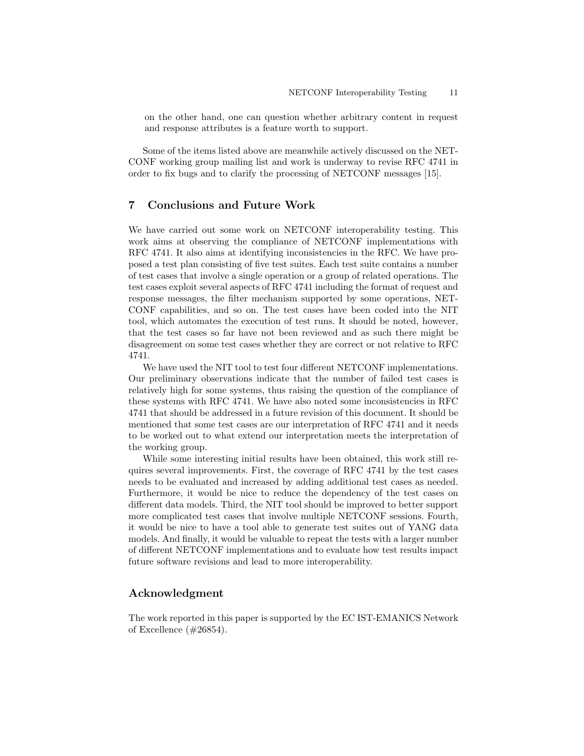on the other hand, one can question whether arbitrary content in request and response attributes is a feature worth to support.

Some of the items listed above are meanwhile actively discussed on the NETCONF working group mailing list and work is underway to revise RFC 4741 in order to fix bugs and to clarify the processing of NETCONF messages [15].

## 7 Conclusions and Future Work

We have carried out some work on NETCONF interoperability testing. This work aims at observing the compliance of NETCONF implementations with RFC 4741. It also aims at identifying inconsistencies in the RFC. We have proposed a test plan consisting of five test suites. Each test suite contains a number of test cases that involve a single operation or a group of related operations. The test cases exploit several aspects of RFC 4741 including the format of request and response messages, the filter mechanism supported by some operations, NETCONF capabilities, and so on. The test cases have been coded into the NIT tool, which automates the execution of test runs. It should be noted, however, that the test cases so far have not been reviewed and as such there might be disagreement on some test cases whether they are correct or not relative to RFC 4741.

We have used the NIT tool to test four different NETCONF implementations. Our preliminary observations indicate that the number of failed test cases is relatively high for some systems, thus raising the question of the compliance of these systems with RFC 4741. We have also noted some inconsistencies in RFC 4741 that should be addressed in a future revision of this document. It should be mentioned that some test cases are our interpretation of RFC 4741 and it needs to be worked out to what extend our interpretation meets the interpretation of the working group.

While some interesting initial results have been obtained, this work still requires several improvements. First, the coverage of RFC 4741 by the test cases needs to be evaluated and increased by adding additional test cases as needed. Furthermore, it would be nice to reduce the dependency of the test cases on different data models. Third, the NIT tool should be improved to better support more complicated test cases that involve multiple NETCONF sessions. Fourth, it would be nice to have a tool able to generate test suites out of YANG data models. And finally, it would be valuable to repeat the tests with a larger number of different NETCONF implementations and to evaluate how test results impact future software revisions and lead to more interoperability.

## Acknowledgment

The work reported in this paper is supported by the EC IST-EMANICS Network of Excellence (#26854).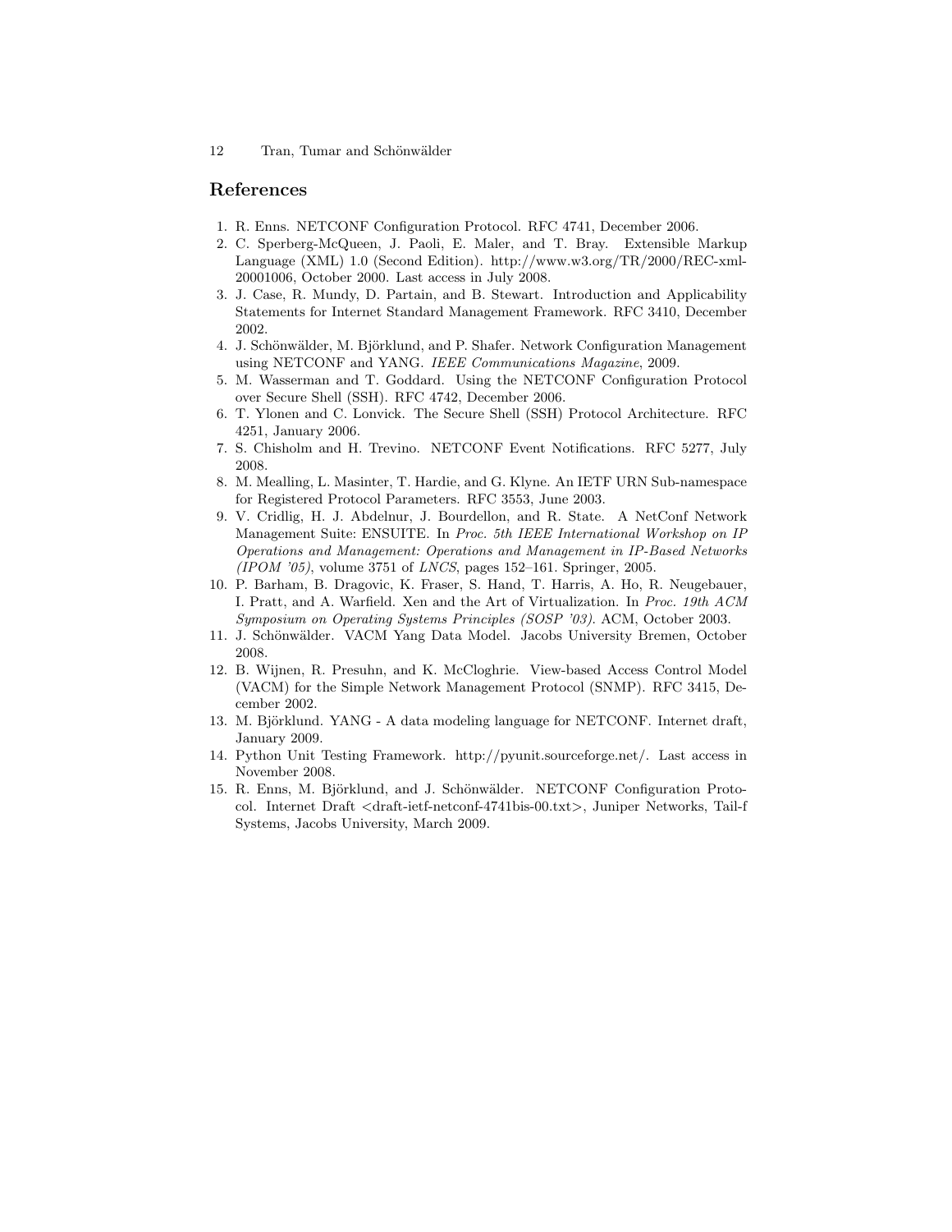## References

1. R. Enns. NETCONF Configuration Protocol. RFC 4741, December 2006.
2. C. Sperberg-McQueen, J. Paoli, E. Maler, and T. Bray. Extensible Markup Language (XML) 1.0 (Second Edition). http://www.w3.org/TR/2000/REC-xml-20001006, October 2000. Last access in July 2008.
3. J. Case, R. Mundy, D. Partain, and B. Stewart. Introduction and Applicability Statements for Internet Standard Management Framework. RFC 3410, December 2002.
4. J. Schönwälder, M. Björklund, and P. Shafer. Network Configuration Management using NETCONF and YANG. *IEEE Communications Magazine*, 2009.
5. M. Wasserman and T. Goddard. Using the NETCONF Configuration Protocol over Secure Shell (SSH). RFC 4742, December 2006.
6. T. Ylonen and C. Lonvick. The Secure Shell (SSH) Protocol Architecture. RFC 4251, January 2006.
7. S. Chisholm and H. Trevino. NETCONF Event Notifications. RFC 5277, July 2008.
8. M. Mealling, L. Masinter, T. Hardie, and G. Klyne. An IETF URN Sub-namespace for Registered Protocol Parameters. RFC 3553, June 2003.
9. V. Cridlig, H. J. Abdelnur, J. Bourdellon, and R. State. A NetConf Network Management Suite: ENSUITE. In *Proc. 5th IEEE International Workshop on IP Operations and Management: Operations and Management in IP-Based Networks (IPOM '05)*, volume 3751 of *LNCS*, pages 152–161. Springer, 2005.
10. P. Barham, B. Dragovic, K. Fraser, S. Hand, T. Harris, A. Ho, R. Neugebauer, I. Pratt, and A. Warfield. Xen and the Art of Virtualization. In *Proc. 19th ACM Symposium on Operating Systems Principles (SOSP '03)*. ACM, October 2003.
11. J. Schönwälder. VACM Yang Data Model. Jacobs University Bremen, October 2008.
12. B. Wijnen, R. Presuhn, and K. McCloghrie. View-based Access Control Model (VACM) for the Simple Network Management Protocol (SNMP). RFC 3415, December 2002.
13. M. Björklund. YANG - A data modeling language for NETCONF. Internet draft, January 2009.
14. Python Unit Testing Framework. http://pyunit.sourceforge.net/. Last access in November 2008.
15. R. Enns, M. Björklund, and J. Schönwälder. NETCONF Configuration Protocol. Internet Draft <draft-ietf-netconf-4741bis-00.txt>, Juniper Networks, Tail-f Systems, Jacobs University, March 2009.